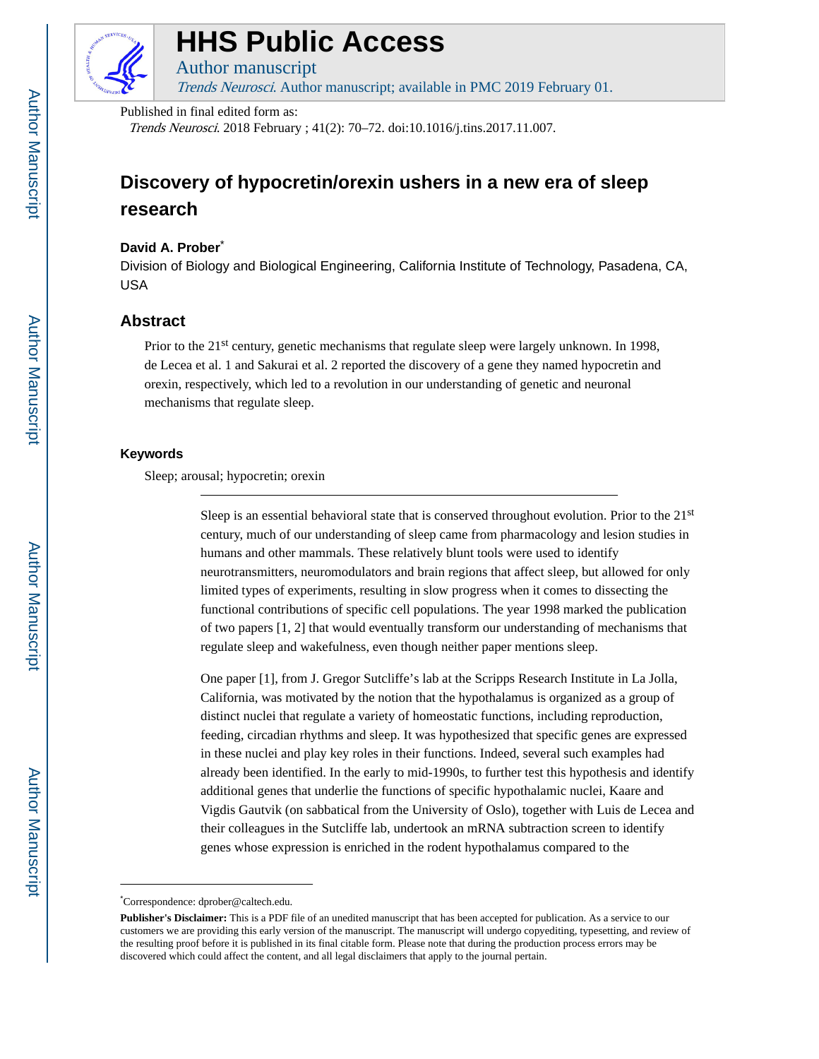HHS Public Access

Author manuscript

*Trends Neurosci*. Author manuscript; available in PMC 2019 February 01.

Published in final edited form as:

*Trends Neurosci*. 2018 February ; 41(2): 70–72. doi:10.1016/j.tins.2017.11.007.

# Discovery of hypocretin/orexin ushers in a new era of sleep research

**David A. Prober***

Division of Biology and Biological Engineering, California Institute of Technology, Pasadena, CA, USA

## Abstract

Prior to the 21st century, genetic mechanisms that regulate sleep were largely unknown. In 1998, de Lecea et al. 1 and Sakurai et al. 2 reported the discovery of a gene they named hypocretin and orexin, respectively, which led to a revolution in our understanding of genetic and neuronal mechanisms that regulate sleep.

### Keywords

Sleep; arousal; hypocretin; orexin

---

Sleep is an essential behavioral state that is conserved throughout evolution. Prior to the 21st century, much of our understanding of sleep came from pharmacology and lesion studies in humans and other mammals. These relatively blunt tools were used to identify neurotransmitters, neuromodulators and brain regions that affect sleep, but allowed for only limited types of experiments, resulting in slow progress when it comes to dissecting the functional contributions of specific cell populations. The year 1998 marked the publication of two papers [1, 2] that would eventually transform our understanding of mechanisms that regulate sleep and wakefulness, even though neither paper mentions sleep.

One paper [1], from J. Gregor Sutcliffe's lab at the Scripps Research Institute in La Jolla, California, was motivated by the notion that the hypothalamus is organized as a group of distinct nuclei that regulate a variety of homeostatic functions, including reproduction, feeding, circadian rhythms and sleep. It was hypothesized that specific genes are expressed in these nuclei and play key roles in their functions. Indeed, several such examples had already been identified. In the early to mid-1990s, to further test this hypothesis and identify additional genes that underlie the functions of specific hypothalamic nuclei, Kaare and Vigdis Gautvik (on sabbatical from the University of Oslo), together with Luis de Lecea and their colleagues in the Sutcliffe lab, undertook an mRNA subtraction screen to identify genes whose expression is enriched in the rodent hypothalamus compared to the

---

*Correspondence: dprober@caltech.edu.

**Publisher's Disclaimer:** This is a PDF file of an unedited manuscript that has been accepted for publication. As a service to our customers we are providing this early version of the manuscript. The manuscript will undergo copyediting, typesetting, and review of the resulting proof before it is published in its final citable form. Please note that during the production process errors may be discovered which could affect the content, and all legal disclaimers that apply to the journal pertain.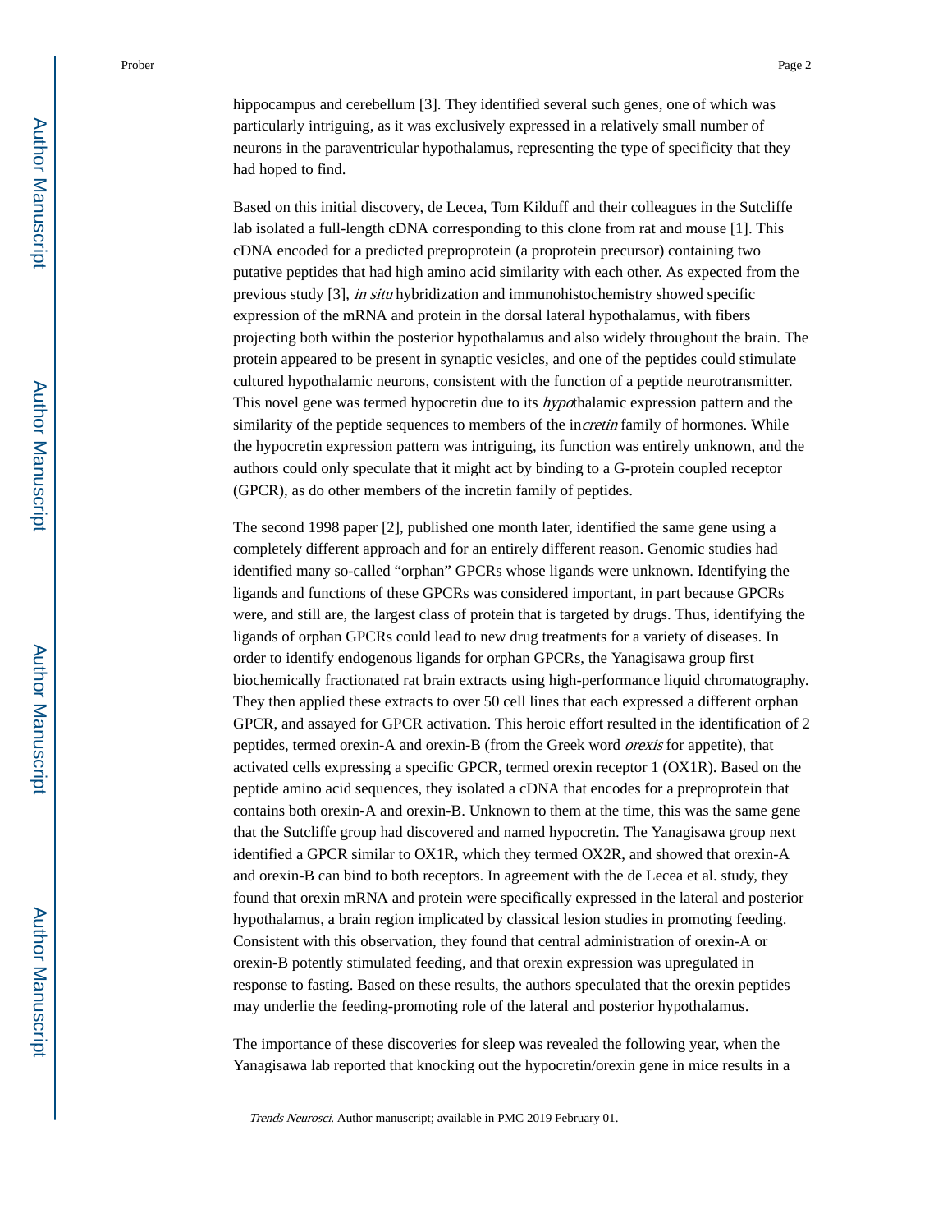hippocampus and cerebellum [3]. They identified several such genes, one of which was particularly intriguing, as it was exclusively expressed in a relatively small number of neurons in the paraventricular hypothalamus, representing the type of specificity that they had hoped to find.

Based on this initial discovery, de Lecea, Tom Kilduff and their colleagues in the Sutcliffe lab isolated a full-length cDNA corresponding to this clone from rat and mouse [1]. This cDNA encoded for a predicted preproprotein (a proprotein precursor) containing two putative peptides that had high amino acid similarity with each other. As expected from the previous study [3], *in situ* hybridization and immunohistochemistry showed specific expression of the mRNA and protein in the dorsal lateral hypothalamus, with fibers projecting both within the posterior hypothalamus and also widely throughout the brain. The protein appeared to be present in synaptic vesicles, and one of the peptides could stimulate cultured hypothalamic neurons, consistent with the function of a peptide neurotransmitter. This novel gene was termed hypocretin due to its *hypo*thalamic expression pattern and the similarity of the peptide sequences to members of the in*cretin* family of hormones. While the hypocretin expression pattern was intriguing, its function was entirely unknown, and the authors could only speculate that it might act by binding to a G-protein coupled receptor (GPCR), as do other members of the incretin family of peptides.

The second 1998 paper [2], published one month later, identified the same gene using a completely different approach and for an entirely different reason. Genomic studies had identified many so-called "orphan" GPCRs whose ligands were unknown. Identifying the ligands and functions of these GPCRs was considered important, in part because GPCRs were, and still are, the largest class of protein that is targeted by drugs. Thus, identifying the ligands of orphan GPCRs could lead to new drug treatments for a variety of diseases. In order to identify endogenous ligands for orphan GPCRs, the Yanagisawa group first biochemically fractionated rat brain extracts using high-performance liquid chromatography. They then applied these extracts to over 50 cell lines that each expressed a different orphan GPCR, and assayed for GPCR activation. This heroic effort resulted in the identification of 2 peptides, termed orexin-A and orexin-B (from the Greek word *orexis* for appetite), that activated cells expressing a specific GPCR, termed orexin receptor 1 (OX1R). Based on the peptide amino acid sequences, they isolated a cDNA that encodes for a preproprotein that contains both orexin-A and orexin-B. Unknown to them at the time, this was the same gene that the Sutcliffe group had discovered and named hypocretin. The Yanagisawa group next identified a GPCR similar to OX1R, which they termed OX2R, and showed that orexin-A and orexin-B can bind to both receptors. In agreement with the de Lecea et al. study, they found that orexin mRNA and protein were specifically expressed in the lateral and posterior hypothalamus, a brain region implicated by classical lesion studies in promoting feeding. Consistent with this observation, they found that central administration of orexin-A or orexin-B potently stimulated feeding, and that orexin expression was upregulated in response to fasting. Based on these results, the authors speculated that the orexin peptides may underlie the feeding-promoting role of the lateral and posterior hypothalamus.

The importance of these discoveries for sleep was revealed the following year, when the Yanagisawa lab reported that knocking out the hypocretin/orexin gene in mice results in a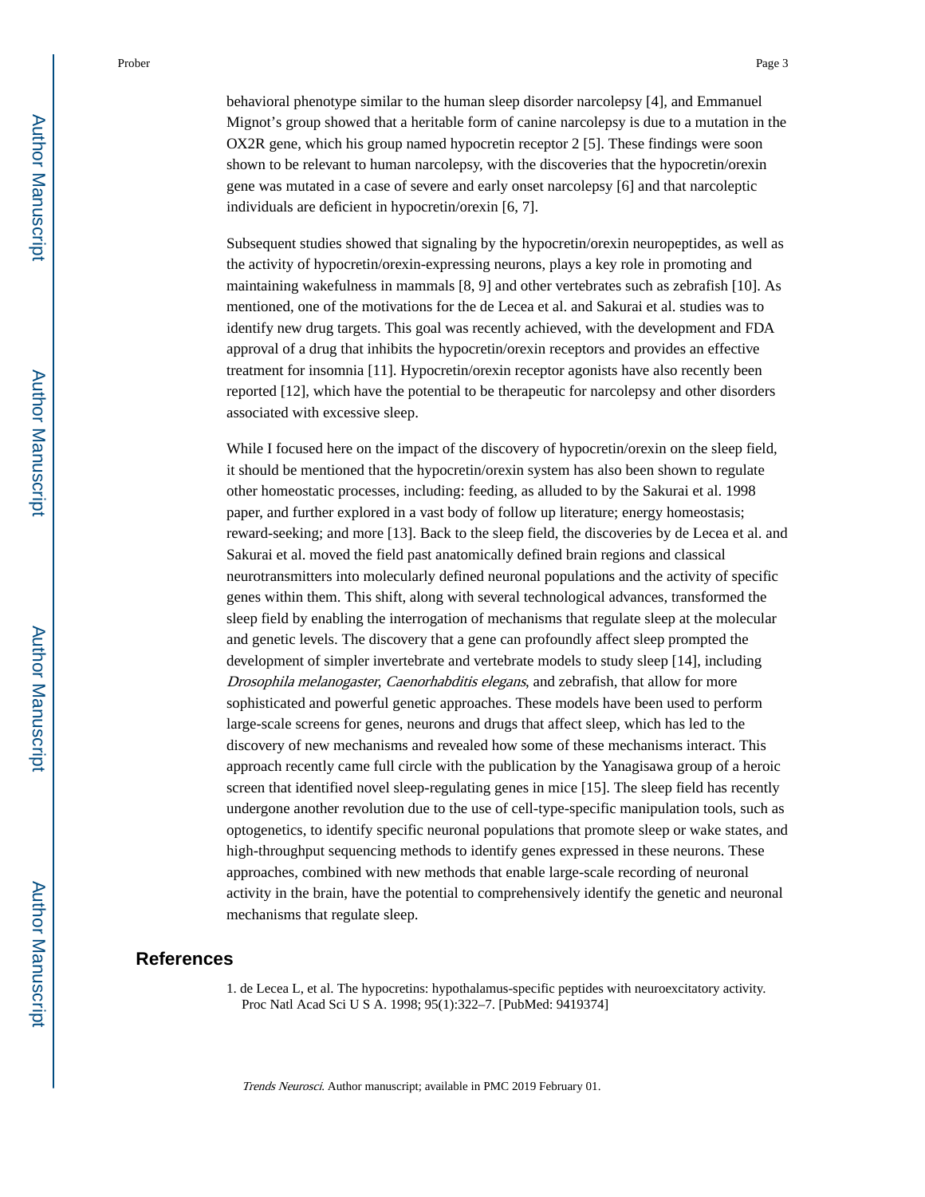behavioral phenotype similar to the human sleep disorder narcolepsy [4], and Emmanuel Mignot's group showed that a heritable form of canine narcolepsy is due to a mutation in the OX2R gene, which his group named hypocretin receptor 2 [5]. These findings were soon shown to be relevant to human narcolepsy, with the discoveries that the hypocretin/orexin gene was mutated in a case of severe and early onset narcolepsy [6] and that narcoleptic individuals are deficient in hypocretin/orexin [6, 7].

Subsequent studies showed that signaling by the hypocretin/orexin neuropeptides, as well as the activity of hypocretin/orexin-expressing neurons, plays a key role in promoting and maintaining wakefulness in mammals [8, 9] and other vertebrates such as zebrafish [10]. As mentioned, one of the motivations for the de Lecea et al. and Sakurai et al. studies was to identify new drug targets. This goal was recently achieved, with the development and FDA approval of a drug that inhibits the hypocretin/orexin receptors and provides an effective treatment for insomnia [11]. Hypocretin/orexin receptor agonists have also recently been reported [12], which have the potential to be therapeutic for narcolepsy and other disorders associated with excessive sleep.

While I focused here on the impact of the discovery of hypocretin/orexin on the sleep field, it should be mentioned that the hypocretin/orexin system has also been shown to regulate other homeostatic processes, including: feeding, as alluded to by the Sakurai et al. 1998 paper, and further explored in a vast body of follow up literature; energy homeostasis; reward-seeking; and more [13]. Back to the sleep field, the discoveries by de Lecea et al. and Sakurai et al. moved the field past anatomically defined brain regions and classical neurotransmitters into molecularly defined neuronal populations and the activity of specific genes within them. This shift, along with several technological advances, transformed the sleep field by enabling the interrogation of mechanisms that regulate sleep at the molecular and genetic levels. The discovery that a gene can profoundly affect sleep prompted the development of simpler invertebrate and vertebrate models to study sleep [14], including *Drosophila melanogaster*, *Caenorhabditis elegans*, and zebrafish, that allow for more sophisticated and powerful genetic approaches. These models have been used to perform large-scale screens for genes, neurons and drugs that affect sleep, which has led to the discovery of new mechanisms and revealed how some of these mechanisms interact. This approach recently came full circle with the publication by the Yanagisawa group of a heroic screen that identified novel sleep-regulating genes in mice [15]. The sleep field has recently undergone another revolution due to the use of cell-type-specific manipulation tools, such as optogenetics, to identify specific neuronal populations that promote sleep or wake states, and high-throughput sequencing methods to identify genes expressed in these neurons. These approaches, combined with new methods that enable large-scale recording of neuronal activity in the brain, have the potential to comprehensively identify the genetic and neuronal mechanisms that regulate sleep.

## References

1. de Lecea L, et al. The hypocretins: hypothalamus-specific peptides with neuroexcitatory activity. Proc Natl Acad Sci U S A. 1998; 95(1):322–7. [PubMed: 9419374]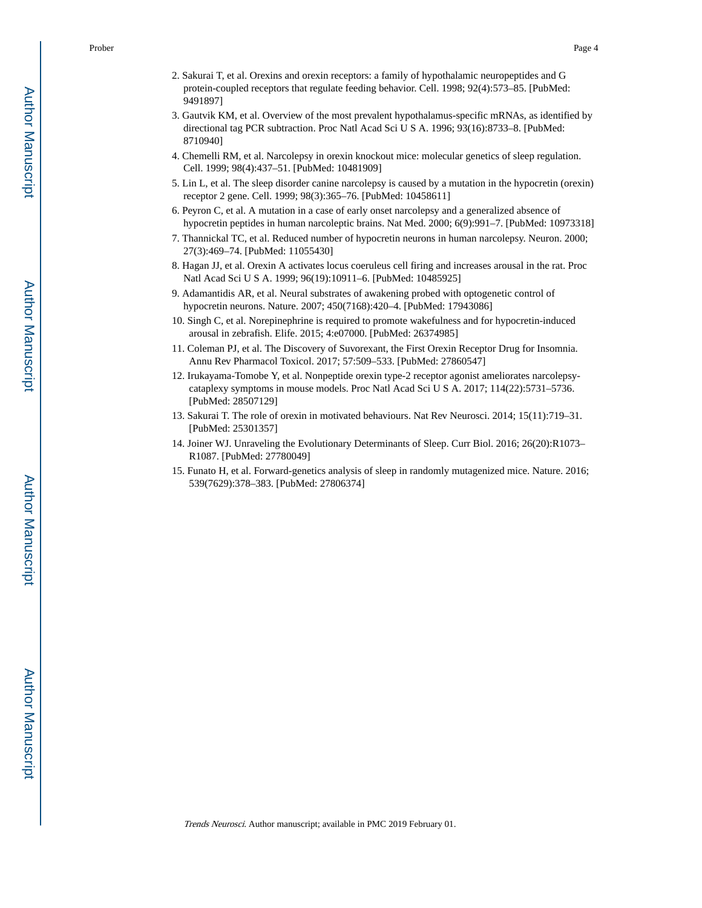2. Sakurai T, et al. Orexins and orexin receptors: a family of hypothalamic neuropeptides and G protein-coupled receptors that regulate feeding behavior. Cell. 1998; 92(4):573–85. [PubMed: 9491897]
3. Gautvik KM, et al. Overview of the most prevalent hypothalamus-specific mRNAs, as identified by directional tag PCR subtraction. Proc Natl Acad Sci U S A. 1996; 93(16):8733–8. [PubMed: 8710940]
4. Chemelli RM, et al. Narcolepsy in orexin knockout mice: molecular genetics of sleep regulation. Cell. 1999; 98(4):437–51. [PubMed: 10481909]
5. Lin L, et al. The sleep disorder canine narcolepsy is caused by a mutation in the hypocretin (orexin) receptor 2 gene. Cell. 1999; 98(3):365–76. [PubMed: 10458611]
6. Peyron C, et al. A mutation in a case of early onset narcolepsy and a generalized absence of hypocretin peptides in human narcoleptic brains. Nat Med. 2000; 6(9):991–7. [PubMed: 10973318]
7. Thannickal TC, et al. Reduced number of hypocretin neurons in human narcolepsy. Neuron. 2000; 27(3):469–74. [PubMed: 11055430]
8. Hagan JJ, et al. Orexin A activates locus coeruleus cell firing and increases arousal in the rat. Proc Natl Acad Sci U S A. 1999; 96(19):10911–6. [PubMed: 10485925]
9. Adamantidis AR, et al. Neural substrates of awakening probed with optogenetic control of hypocretin neurons. Nature. 2007; 450(7168):420–4. [PubMed: 17943086]
10. Singh C, et al. Norepinephrine is required to promote wakefulness and for hypocretin-induced arousal in zebrafish. Elife. 2015; 4:e07000. [PubMed: 26374985]
11. Coleman PJ, et al. The Discovery of Suvorexant, the First Orexin Receptor Drug for Insomnia. Annu Rev Pharmacol Toxicol. 2017; 57:509–533. [PubMed: 27860547]
12. Irukayama-Tomobe Y, et al. Nonpeptide orexin type-2 receptor agonist ameliorates narcolepsy-cataplexy symptoms in mouse models. Proc Natl Acad Sci U S A. 2017; 114(22):5731–5736. [PubMed: 28507129]
13. Sakurai T. The role of orexin in motivated behaviours. Nat Rev Neurosci. 2014; 15(11):719–31. [PubMed: 25301357]
14. Joiner WJ. Unraveling the Evolutionary Determinants of Sleep. Curr Biol. 2016; 26(20):R1073–R1087. [PubMed: 27780049]
15. Funato H, et al. Forward-genetics analysis of sleep in randomly mutagenized mice. Nature. 2016; 539(7629):378–383. [PubMed: 27806374]